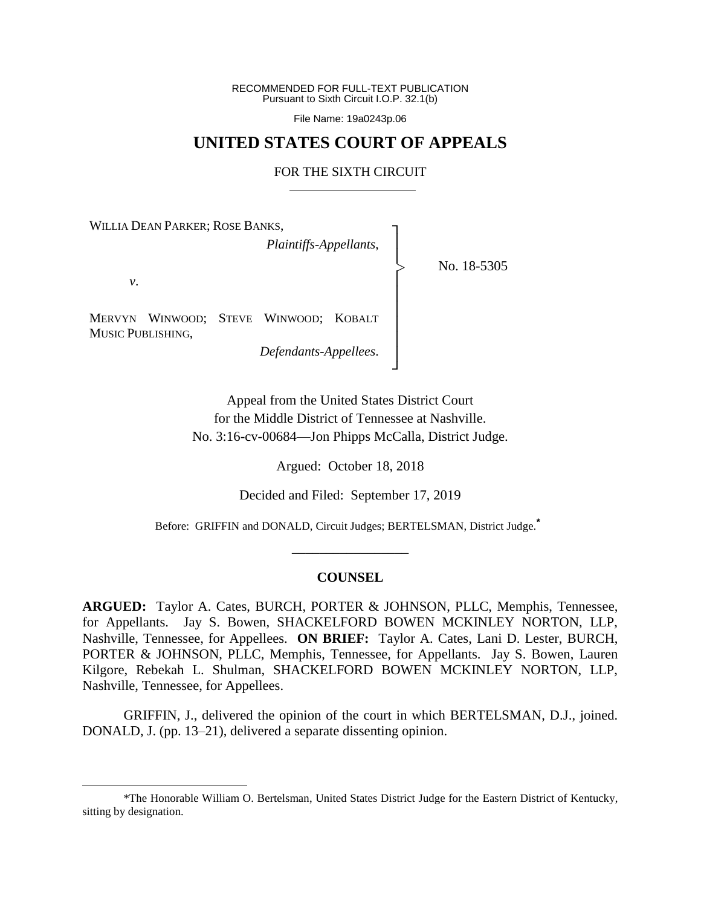RECOMMENDED FOR FULL-TEXT PUBLICATION
Pursuant to Sixth Circuit I.O.P. 32.1(b)

File Name: 19a0243p.06

# UNITED STATES COURT OF APPEALS

## FOR THE SIXTH CIRCUIT

WILLIA DEAN PARKER; ROSE BANKS,
*Plaintiffs-Appellants*,

*v*.

MERVYN WINWOOD; STEVE WINWOOD; KOBALT MUSIC PUBLISHING,
*Defendants-Appellees*.

No. 18-5305

Appeal from the United States District Court
for the Middle District of Tennessee at Nashville.
No. 3:16-cv-00684—Jon Phipps McCalla, District Judge.

Argued: October 18, 2018

Decided and Filed: September 17, 2019

Before: GRIFFIN and DONALD, Circuit Judges; BERTELSMAN, District Judge.*

---

## COUNSEL

**ARGUED:** Taylor A. Cates, BURCH, PORTER & JOHNSON, PLLC, Memphis, Tennessee, for Appellants. Jay S. Bowen, SHACKELFORD BOWEN MCKINLEY NORTON, LLP, Nashville, Tennessee, for Appellees. **ON BRIEF:** Taylor A. Cates, Lani D. Lester, BURCH, PORTER & JOHNSON, PLLC, Memphis, Tennessee, for Appellants. Jay S. Bowen, Lauren Kilgore, Rebekah L. Shulman, SHACKELFORD BOWEN MCKINLEY NORTON, LLP, Nashville, Tennessee, for Appellees.

GRIFFIN, J., delivered the opinion of the court in which BERTELSMAN, D.J., joined. DONALD, J. (pp. 13–21), delivered a separate dissenting opinion.

---

*The Honorable William O. Bertelsman, United States District Judge for the Eastern District of Kentucky, sitting by designation.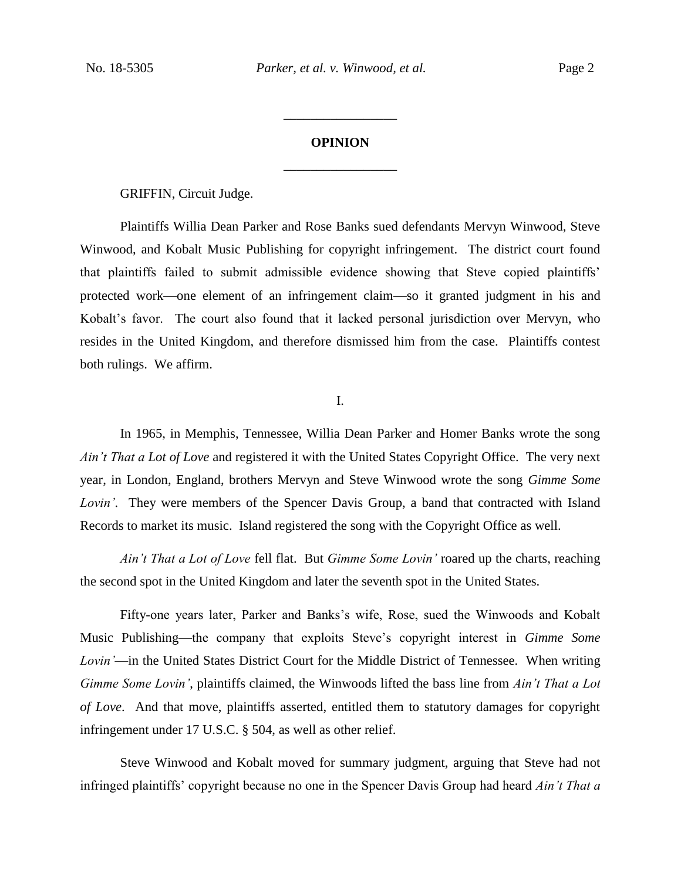## OPINION

GRIFFIN, Circuit Judge.

Plaintiffs Willia Dean Parker and Rose Banks sued defendants Mervyn Winwood, Steve Winwood, and Kobalt Music Publishing for copyright infringement. The district court found that plaintiffs failed to submit admissible evidence showing that Steve copied plaintiffs' protected work—one element of an infringement claim—so it granted judgment in his and Kobalt's favor. The court also found that it lacked personal jurisdiction over Mervyn, who resides in the United Kingdom, and therefore dismissed him from the case. Plaintiffs contest both rulings. We affirm.

I.

In 1965, in Memphis, Tennessee, Willia Dean Parker and Homer Banks wrote the song *Ain't That a Lot of Love* and registered it with the United States Copyright Office. The very next year, in London, England, brothers Mervyn and Steve Winwood wrote the song *Gimme Some Lovin'*. They were members of the Spencer Davis Group, a band that contracted with Island Records to market its music. Island registered the song with the Copyright Office as well.

*Ain't That a Lot of Love* fell flat. But *Gimme Some Lovin'* roared up the charts, reaching the second spot in the United Kingdom and later the seventh spot in the United States.

Fifty-one years later, Parker and Banks's wife, Rose, sued the Winwoods and Kobalt Music Publishing—the company that exploits Steve's copyright interest in *Gimme Some Lovin'*—in the United States District Court for the Middle District of Tennessee. When writing *Gimme Some Lovin'*, plaintiffs claimed, the Winwoods lifted the bass line from *Ain't That a Lot of Love*. And that move, plaintiffs asserted, entitled them to statutory damages for copyright infringement under 17 U.S.C. § 504, as well as other relief.

Steve Winwood and Kobalt moved for summary judgment, arguing that Steve had not infringed plaintiffs' copyright because no one in the Spencer Davis Group had heard *Ain't That a*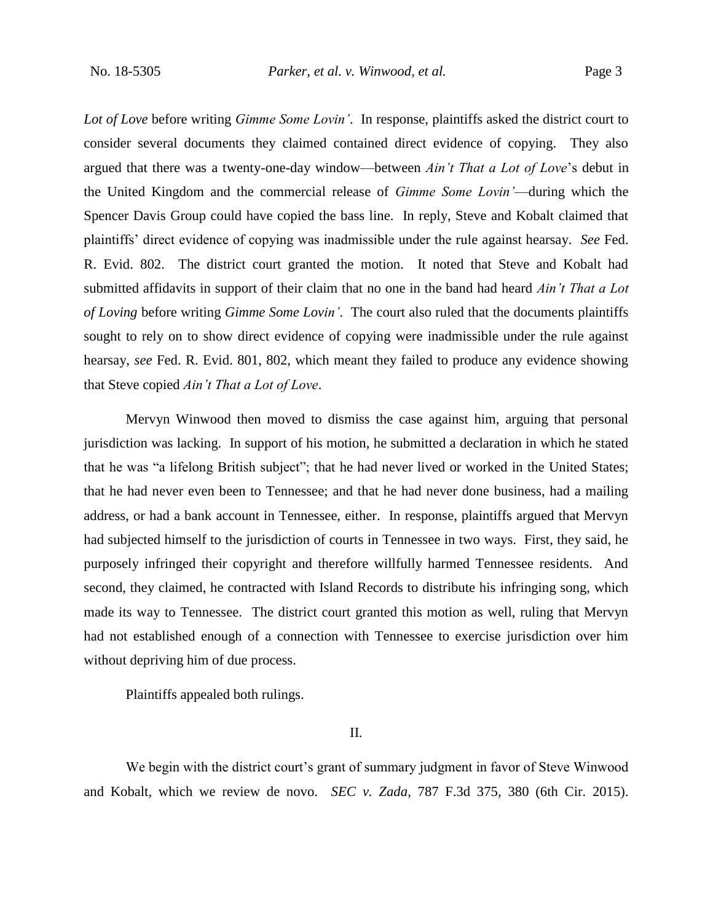*Lot of Love* before writing *Gimme Some Lovin'*. In response, plaintiffs asked the district court to consider several documents they claimed contained direct evidence of copying. They also argued that there was a twenty-one-day window—between *Ain't That a Lot of Love*'s debut in the United Kingdom and the commercial release of *Gimme Some Lovin'*—during which the Spencer Davis Group could have copied the bass line. In reply, Steve and Kobalt claimed that plaintiffs' direct evidence of copying was inadmissible under the rule against hearsay. *See* Fed. R. Evid. 802. The district court granted the motion. It noted that Steve and Kobalt had submitted affidavits in support of their claim that no one in the band had heard *Ain't That a Lot of Loving* before writing *Gimme Some Lovin'*. The court also ruled that the documents plaintiffs sought to rely on to show direct evidence of copying were inadmissible under the rule against hearsay, *see* Fed. R. Evid. 801, 802, which meant they failed to produce any evidence showing that Steve copied *Ain't That a Lot of Love*.

Mervyn Winwood then moved to dismiss the case against him, arguing that personal jurisdiction was lacking. In support of his motion, he submitted a declaration in which he stated that he was "a lifelong British subject"; that he had never lived or worked in the United States; that he had never even been to Tennessee; and that he had never done business, had a mailing address, or had a bank account in Tennessee, either. In response, plaintiffs argued that Mervyn had subjected himself to the jurisdiction of courts in Tennessee in two ways. First, they said, he purposely infringed their copyright and therefore willfully harmed Tennessee residents. And second, they claimed, he contracted with Island Records to distribute his infringing song, which made its way to Tennessee. The district court granted this motion as well, ruling that Mervyn had not established enough of a connection with Tennessee to exercise jurisdiction over him without depriving him of due process.

Plaintiffs appealed both rulings.

## II.

We begin with the district court's grant of summary judgment in favor of Steve Winwood and Kobalt, which we review de novo. *SEC v. Zada*, 787 F.3d 375, 380 (6th Cir. 2015).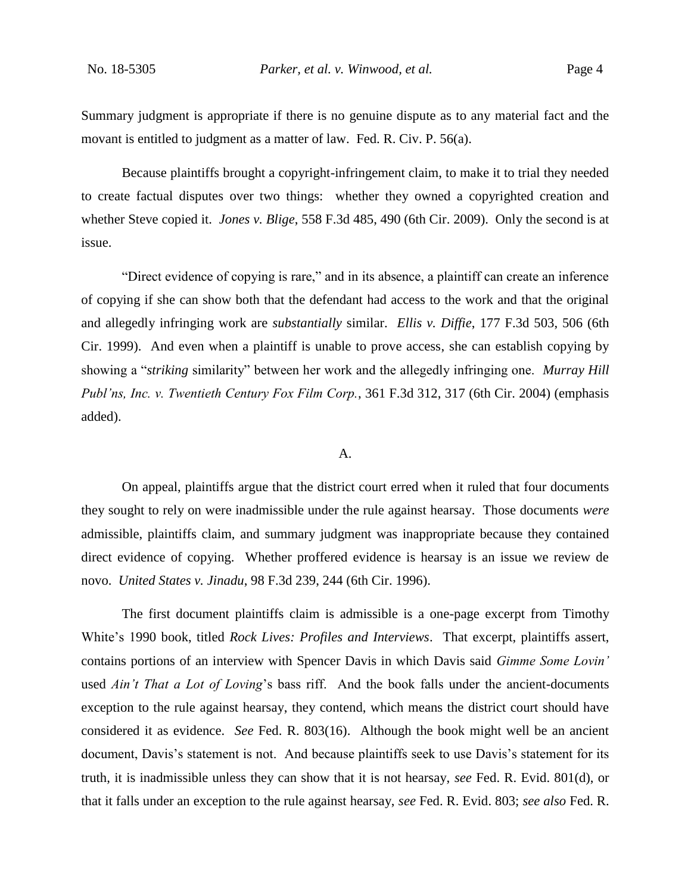Summary judgment is appropriate if there is no genuine dispute as to any material fact and the movant is entitled to judgment as a matter of law. Fed. R. Civ. P. 56(a).

Because plaintiffs brought a copyright-infringement claim, to make it to trial they needed to create factual disputes over two things: whether they owned a copyrighted creation and whether Steve copied it. *Jones v. Blige*, 558 F.3d 485, 490 (6th Cir. 2009). Only the second is at issue.

"Direct evidence of copying is rare," and in its absence, a plaintiff can create an inference of copying if she can show both that the defendant had access to the work and that the original and allegedly infringing work are *substantially* similar. *Ellis v. Diffie*, 177 F.3d 503, 506 (6th Cir. 1999). And even when a plaintiff is unable to prove access, she can establish copying by showing a "*striking* similarity" between her work and the allegedly infringing one. *Murray Hill Publ'ns, Inc. v. Twentieth Century Fox Film Corp.*, 361 F.3d 312, 317 (6th Cir. 2004) (emphasis added).

## A.

On appeal, plaintiffs argue that the district court erred when it ruled that four documents they sought to rely on were inadmissible under the rule against hearsay. Those documents *were* admissible, plaintiffs claim, and summary judgment was inappropriate because they contained direct evidence of copying. Whether proffered evidence is hearsay is an issue we review de novo. *United States v. Jinadu*, 98 F.3d 239, 244 (6th Cir. 1996).

The first document plaintiffs claim is admissible is a one-page excerpt from Timothy White's 1990 book, titled *Rock Lives: Profiles and Interviews*. That excerpt, plaintiffs assert, contains portions of an interview with Spencer Davis in which Davis said *Gimme Some Lovin'* used *Ain't That a Lot of Loving*'s bass riff. And the book falls under the ancient-documents exception to the rule against hearsay, they contend, which means the district court should have considered it as evidence. *See* Fed. R. 803(16). Although the book might well be an ancient document, Davis's statement is not. And because plaintiffs seek to use Davis's statement for its truth, it is inadmissible unless they can show that it is not hearsay, *see* Fed. R. Evid. 801(d), or that it falls under an exception to the rule against hearsay, *see* Fed. R. Evid. 803; *see also* Fed. R.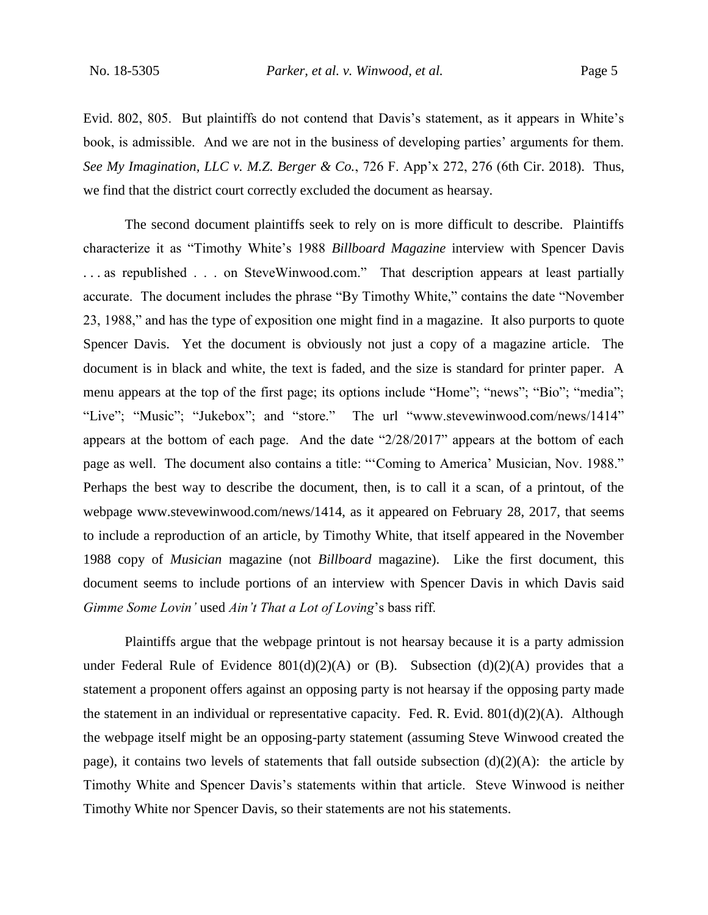Evid. 802, 805. But plaintiffs do not contend that Davis's statement, as it appears in White's book, is admissible. And we are not in the business of developing parties' arguments for them. *See My Imagination, LLC v. M.Z. Berger & Co.*, 726 F. App'x 272, 276 (6th Cir. 2018). Thus, we find that the district court correctly excluded the document as hearsay.

The second document plaintiffs seek to rely on is more difficult to describe. Plaintiffs characterize it as "Timothy White's 1988 *Billboard Magazine* interview with Spencer Davis . . . as republished . . . on SteveWinwood.com." That description appears at least partially accurate. The document includes the phrase "By Timothy White," contains the date "November 23, 1988," and has the type of exposition one might find in a magazine. It also purports to quote Spencer Davis. Yet the document is obviously not just a copy of a magazine article. The document is in black and white, the text is faded, and the size is standard for printer paper. A menu appears at the top of the first page; its options include "Home"; "news"; "Bio"; "media"; "Live"; "Music"; "Jukebox"; and "store." The url "www.stevewinwood.com/news/1414" appears at the bottom of each page. And the date "2/28/2017" appears at the bottom of each page as well. The document also contains a title: "'Coming to America' Musician, Nov. 1988." Perhaps the best way to describe the document, then, is to call it a scan, of a printout, of the webpage www.stevewinwood.com/news/1414, as it appeared on February 28, 2017, that seems to include a reproduction of an article, by Timothy White, that itself appeared in the November 1988 copy of *Musician* magazine (not *Billboard* magazine). Like the first document, this document seems to include portions of an interview with Spencer Davis in which Davis said *Gimme Some Lovin'* used *Ain't That a Lot of Loving*'s bass riff.

Plaintiffs argue that the webpage printout is not hearsay because it is a party admission under Federal Rule of Evidence 801(d)(2)(A) or (B). Subsection (d)(2)(A) provides that a statement a proponent offers against an opposing party is not hearsay if the opposing party made the statement in an individual or representative capacity. Fed. R. Evid. 801(d)(2)(A). Although the webpage itself might be an opposing-party statement (assuming Steve Winwood created the page), it contains two levels of statements that fall outside subsection (d)(2)(A): the article by Timothy White and Spencer Davis's statements within that article. Steve Winwood is neither Timothy White nor Spencer Davis, so their statements are not his statements.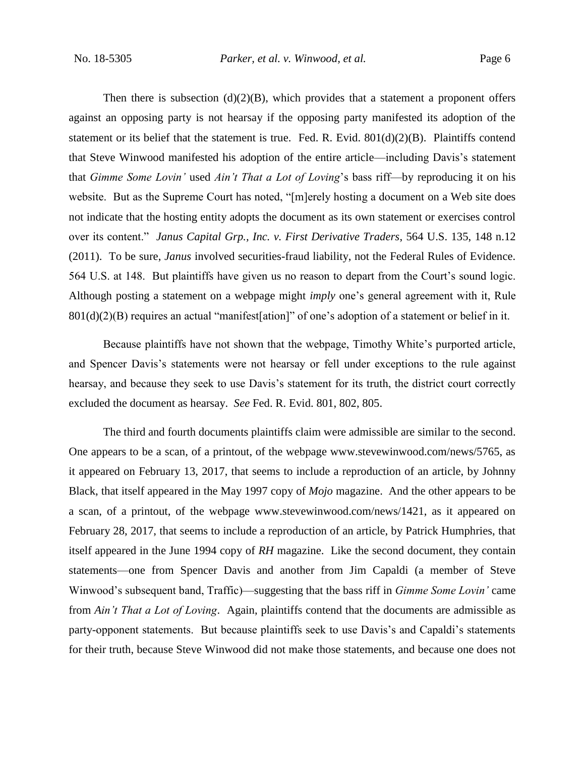Then there is subsection (d)(2)(B), which provides that a statement a proponent offers against an opposing party is not hearsay if the opposing party manifested its adoption of the statement or its belief that the statement is true. Fed. R. Evid. 801(d)(2)(B). Plaintiffs contend that Steve Winwood manifested his adoption of the entire article—including Davis's statement that *Gimme Some Lovin'* used *Ain't That a Lot of Loving*'s bass riff—by reproducing it on his website. But as the Supreme Court has noted, "[m]erely hosting a document on a Web site does not indicate that the hosting entity adopts the document as its own statement or exercises control over its content." *Janus Capital Grp., Inc. v. First Derivative Traders*, 564 U.S. 135, 148 n.12 (2011). To be sure, *Janus* involved securities-fraud liability, not the Federal Rules of Evidence. 564 U.S. at 148. But plaintiffs have given us no reason to depart from the Court's sound logic. Although posting a statement on a webpage might *imply* one's general agreement with it, Rule 801(d)(2)(B) requires an actual "manifest[ation]" of one's adoption of a statement or belief in it.

Because plaintiffs have not shown that the webpage, Timothy White's purported article, and Spencer Davis's statements were not hearsay or fell under exceptions to the rule against hearsay, and because they seek to use Davis's statement for its truth, the district court correctly excluded the document as hearsay. *See* Fed. R. Evid. 801, 802, 805.

The third and fourth documents plaintiffs claim were admissible are similar to the second. One appears to be a scan, of a printout, of the webpage www.stevewinwood.com/news/5765, as it appeared on February 13, 2017, that seems to include a reproduction of an article, by Johnny Black, that itself appeared in the May 1997 copy of *Mojo* magazine. And the other appears to be a scan, of a printout, of the webpage www.stevewinwood.com/news/1421, as it appeared on February 28, 2017, that seems to include a reproduction of an article, by Patrick Humphries, that itself appeared in the June 1994 copy of *RH* magazine. Like the second document, they contain statements—one from Spencer Davis and another from Jim Capaldi (a member of Steve Winwood's subsequent band, Traffic)—suggesting that the bass riff in *Gimme Some Lovin'* came from *Ain't That a Lot of Loving*. Again, plaintiffs contend that the documents are admissible as party-opponent statements. But because plaintiffs seek to use Davis's and Capaldi's statements for their truth, because Steve Winwood did not make those statements, and because one does not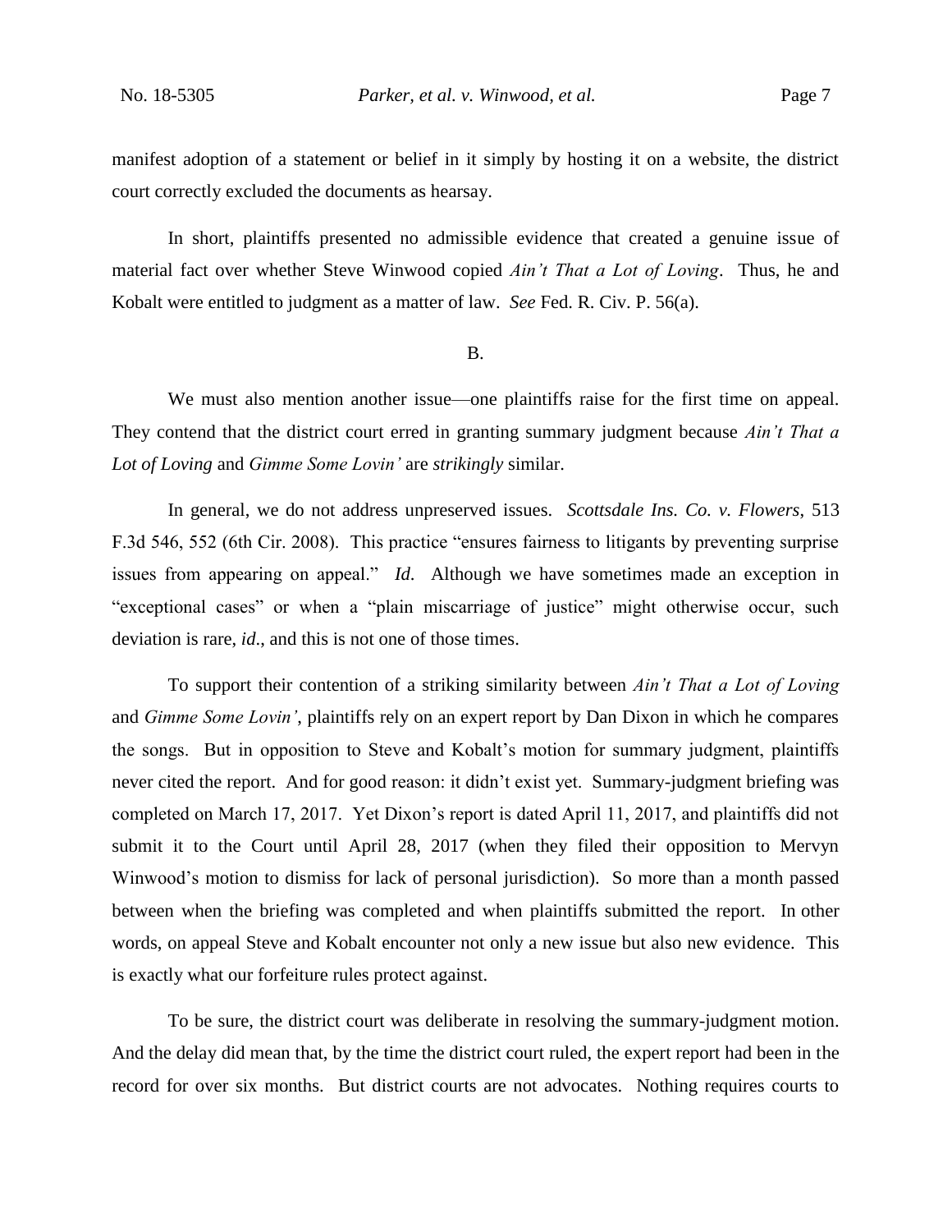manifest adoption of a statement or belief in it simply by hosting it on a website, the district court correctly excluded the documents as hearsay.

In short, plaintiffs presented no admissible evidence that created a genuine issue of material fact over whether Steve Winwood copied *Ain't That a Lot of Loving*. Thus, he and Kobalt were entitled to judgment as a matter of law. *See* Fed. R. Civ. P. 56(a).

B.

We must also mention another issue—one plaintiffs raise for the first time on appeal. They contend that the district court erred in granting summary judgment because *Ain't That a Lot of Loving* and *Gimme Some Lovin'* are *strikingly* similar.

In general, we do not address unpreserved issues. *Scottsdale Ins. Co. v. Flowers*, 513 F.3d 546, 552 (6th Cir. 2008). This practice "ensures fairness to litigants by preventing surprise issues from appearing on appeal." *Id.* Although we have sometimes made an exception in "exceptional cases" or when a "plain miscarriage of justice" might otherwise occur, such deviation is rare, *id.*, and this is not one of those times.

To support their contention of a striking similarity between *Ain't That a Lot of Loving* and *Gimme Some Lovin'*, plaintiffs rely on an expert report by Dan Dixon in which he compares the songs. But in opposition to Steve and Kobalt's motion for summary judgment, plaintiffs never cited the report. And for good reason: it didn't exist yet. Summary-judgment briefing was completed on March 17, 2017. Yet Dixon's report is dated April 11, 2017, and plaintiffs did not submit it to the Court until April 28, 2017 (when they filed their opposition to Mervyn Winwood's motion to dismiss for lack of personal jurisdiction). So more than a month passed between when the briefing was completed and when plaintiffs submitted the report. In other words, on appeal Steve and Kobalt encounter not only a new issue but also new evidence. This is exactly what our forfeiture rules protect against.

To be sure, the district court was deliberate in resolving the summary-judgment motion. And the delay did mean that, by the time the district court ruled, the expert report had been in the record for over six months. But district courts are not advocates. Nothing requires courts to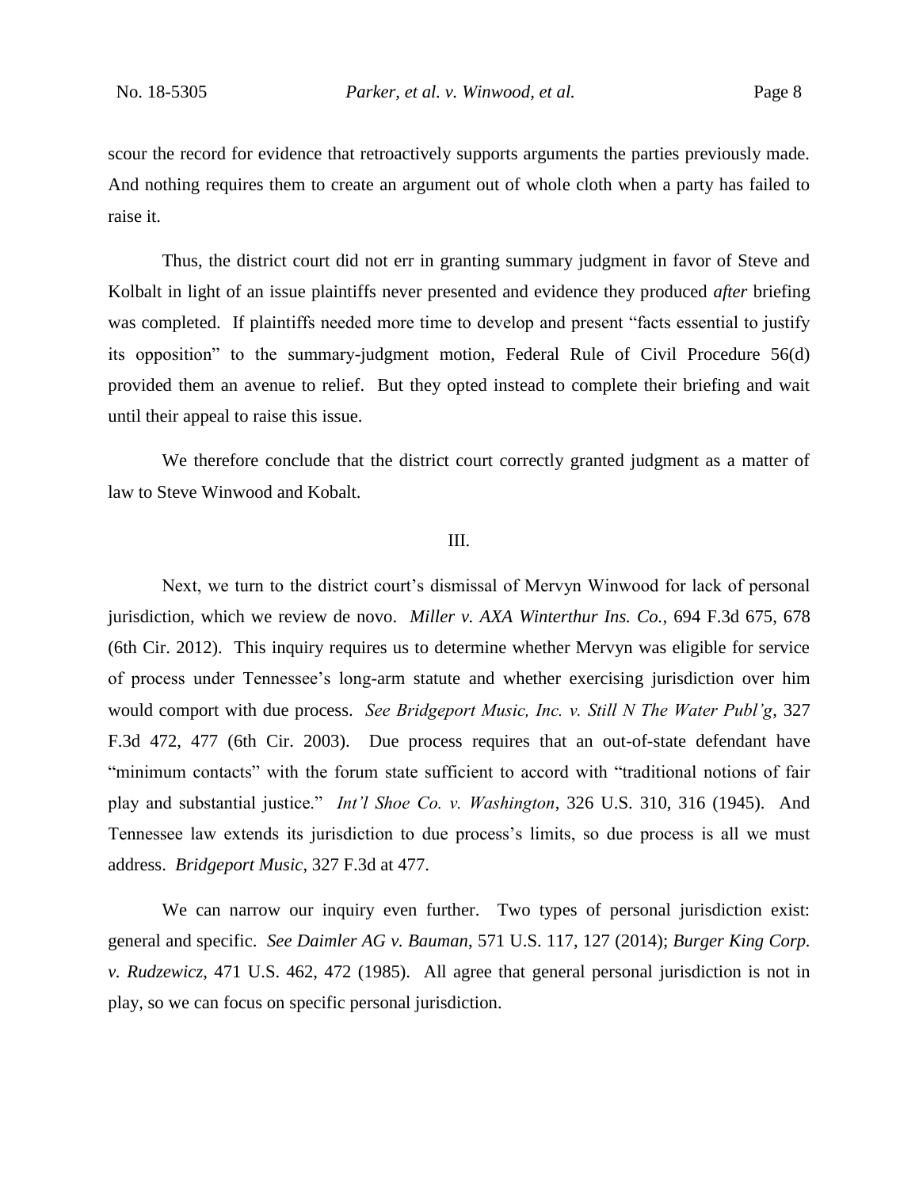scour the record for evidence that retroactively supports arguments the parties previously made. And nothing requires them to create an argument out of whole cloth when a party has failed to raise it.

Thus, the district court did not err in granting summary judgment in favor of Steve and Kolbalt in light of an issue plaintiffs never presented and evidence they produced *after* briefing was completed. If plaintiffs needed more time to develop and present "facts essential to justify its opposition" to the summary-judgment motion, Federal Rule of Civil Procedure 56(d) provided them an avenue to relief. But they opted instead to complete their briefing and wait until their appeal to raise this issue.

We therefore conclude that the district court correctly granted judgment as a matter of law to Steve Winwood and Kobalt.

## III.

Next, we turn to the district court's dismissal of Mervyn Winwood for lack of personal jurisdiction, which we review de novo. *Miller v. AXA Winterthur Ins. Co.*, 694 F.3d 675, 678 (6th Cir. 2012). This inquiry requires us to determine whether Mervyn was eligible for service of process under Tennessee's long-arm statute and whether exercising jurisdiction over him would comport with due process. *See Bridgeport Music, Inc. v. Still N The Water Publ'g*, 327 F.3d 472, 477 (6th Cir. 2003). Due process requires that an out-of-state defendant have "minimum contacts" with the forum state sufficient to accord with "traditional notions of fair play and substantial justice." *Int'l Shoe Co. v. Washington*, 326 U.S. 310, 316 (1945). And Tennessee law extends its jurisdiction to due process's limits, so due process is all we must address. *Bridgeport Music*, 327 F.3d at 477.

We can narrow our inquiry even further. Two types of personal jurisdiction exist: general and specific. *See Daimler AG v. Bauman*, 571 U.S. 117, 127 (2014); *Burger King Corp. v. Rudzewicz*, 471 U.S. 462, 472 (1985). All agree that general personal jurisdiction is not in play, so we can focus on specific personal jurisdiction.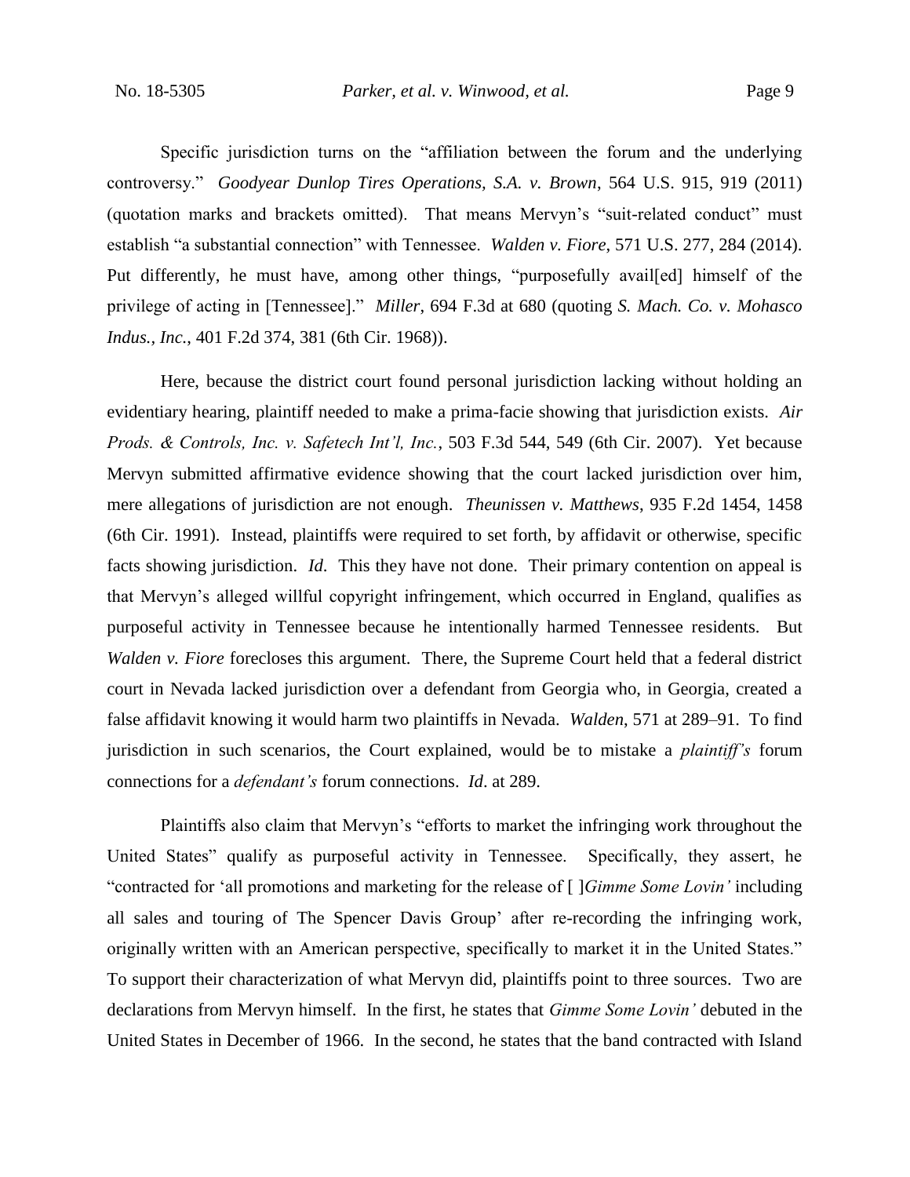Specific jurisdiction turns on the "affiliation between the forum and the underlying controversy." *Goodyear Dunlop Tires Operations, S.A. v. Brown*, 564 U.S. 915, 919 (2011) (quotation marks and brackets omitted). That means Mervyn's "suit-related conduct" must establish "a substantial connection" with Tennessee. *Walden v. Fiore*, 571 U.S. 277, 284 (2014). Put differently, he must have, among other things, "purposefully avail[ed] himself of the privilege of acting in [Tennessee]." *Miller*, 694 F.3d at 680 (quoting *S. Mach. Co. v. Mohasco Indus., Inc.*, 401 F.2d 374, 381 (6th Cir. 1968)).

Here, because the district court found personal jurisdiction lacking without holding an evidentiary hearing, plaintiff needed to make a prima-facie showing that jurisdiction exists. *Air Prods. & Controls, Inc. v. Safetech Int'l, Inc.*, 503 F.3d 544, 549 (6th Cir. 2007). Yet because Mervyn submitted affirmative evidence showing that the court lacked jurisdiction over him, mere allegations of jurisdiction are not enough. *Theunissen v. Matthews*, 935 F.2d 1454, 1458 (6th Cir. 1991). Instead, plaintiffs were required to set forth, by affidavit or otherwise, specific facts showing jurisdiction. *Id*. This they have not done. Their primary contention on appeal is that Mervyn's alleged willful copyright infringement, which occurred in England, qualifies as purposeful activity in Tennessee because he intentionally harmed Tennessee residents. But *Walden v. Fiore* forecloses this argument. There, the Supreme Court held that a federal district court in Nevada lacked jurisdiction over a defendant from Georgia who, in Georgia, created a false affidavit knowing it would harm two plaintiffs in Nevada. *Walden*, 571 at 289–91. To find jurisdiction in such scenarios, the Court explained, would be to mistake a *plaintiff's* forum connections for a *defendant's* forum connections. *Id*. at 289.

Plaintiffs also claim that Mervyn's "efforts to market the infringing work throughout the United States" qualify as purposeful activity in Tennessee. Specifically, they assert, he "contracted for 'all promotions and marketing for the release of [ ]*Gimme Some Lovin'* including all sales and touring of The Spencer Davis Group' after re-recording the infringing work, originally written with an American perspective, specifically to market it in the United States." To support their characterization of what Mervyn did, plaintiffs point to three sources. Two are declarations from Mervyn himself. In the first, he states that *Gimme Some Lovin'* debuted in the United States in December of 1966. In the second, he states that the band contracted with Island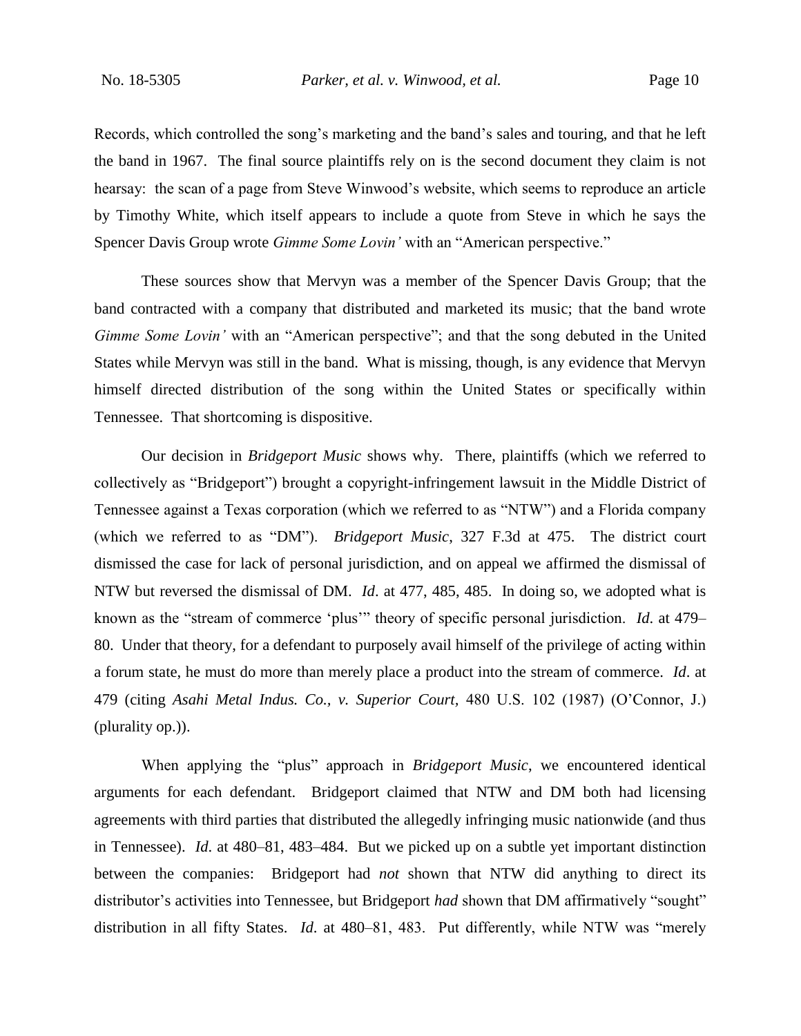Records, which controlled the song's marketing and the band's sales and touring, and that he left the band in 1967. The final source plaintiffs rely on is the second document they claim is not hearsay: the scan of a page from Steve Winwood's website, which seems to reproduce an article by Timothy White, which itself appears to include a quote from Steve in which he says the Spencer Davis Group wrote *Gimme Some Lovin'* with an "American perspective."

These sources show that Mervyn was a member of the Spencer Davis Group; that the band contracted with a company that distributed and marketed its music; that the band wrote *Gimme Some Lovin'* with an "American perspective"; and that the song debuted in the United States while Mervyn was still in the band. What is missing, though, is any evidence that Mervyn himself directed distribution of the song within the United States or specifically within Tennessee. That shortcoming is dispositive.

Our decision in *Bridgeport Music* shows why. There, plaintiffs (which we referred to collectively as "Bridgeport") brought a copyright-infringement lawsuit in the Middle District of Tennessee against a Texas corporation (which we referred to as "NTW") and a Florida company (which we referred to as "DM"). *Bridgeport Music*, 327 F.3d at 475. The district court dismissed the case for lack of personal jurisdiction, and on appeal we affirmed the dismissal of NTW but reversed the dismissal of DM. *Id*. at 477, 485, 485. In doing so, we adopted what is known as the "stream of commerce 'plus'" theory of specific personal jurisdiction. *Id*. at 479–80. Under that theory, for a defendant to purposely avail himself of the privilege of acting within a forum state, he must do more than merely place a product into the stream of commerce. *Id*. at 479 (citing *Asahi Metal Indus. Co., v. Superior Court*, 480 U.S. 102 (1987) (O'Connor, J.) (plurality op.)).

When applying the "plus" approach in *Bridgeport Music*, we encountered identical arguments for each defendant. Bridgeport claimed that NTW and DM both had licensing agreements with third parties that distributed the allegedly infringing music nationwide (and thus in Tennessee). *Id*. at 480–81, 483–484. But we picked up on a subtle yet important distinction between the companies: Bridgeport had *not* shown that NTW did anything to direct its distributor's activities into Tennessee, but Bridgeport *had* shown that DM affirmatively "sought" distribution in all fifty States. *Id*. at 480–81, 483. Put differently, while NTW was "merely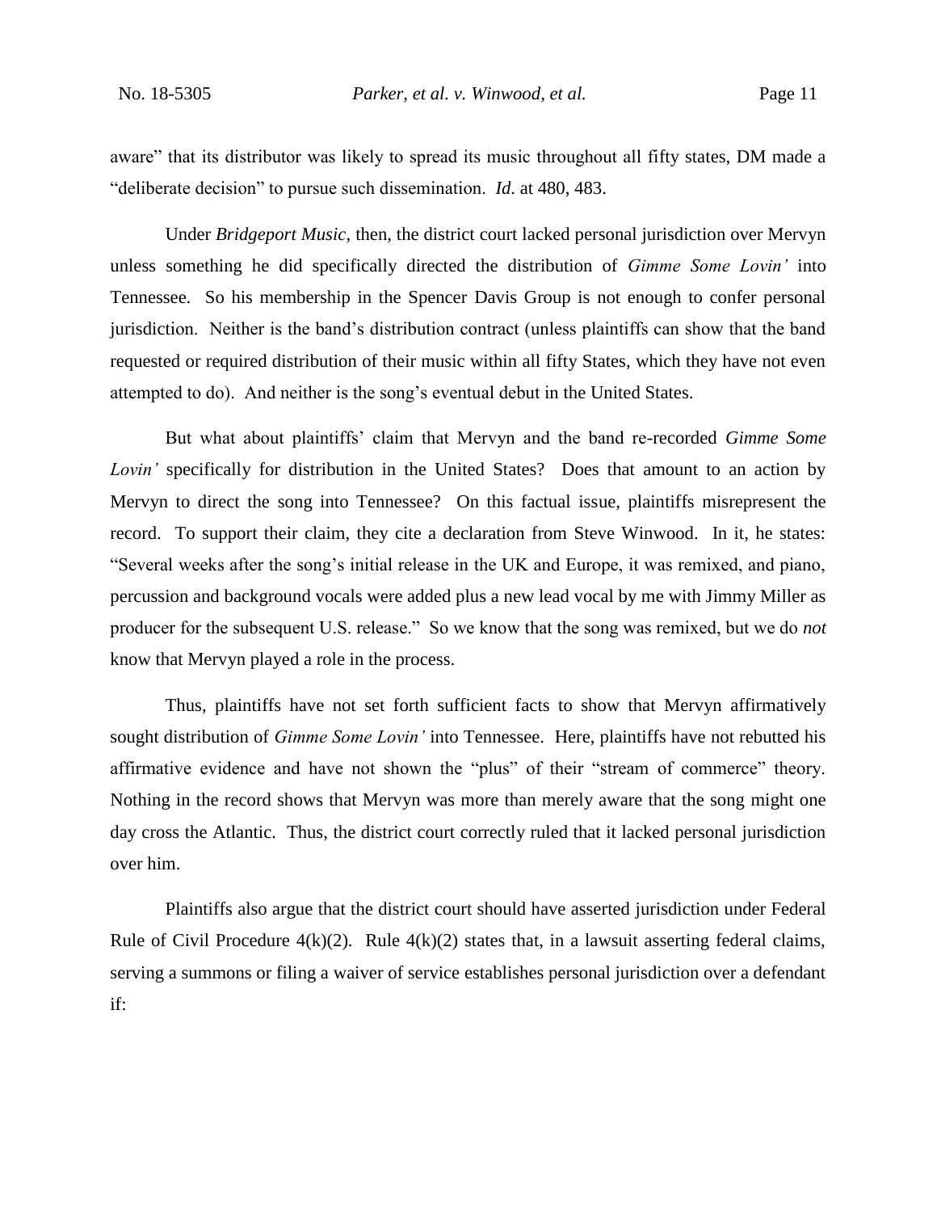aware" that its distributor was likely to spread its music throughout all fifty states, DM made a "deliberate decision" to pursue such dissemination. *Id.* at 480, 483.

Under *Bridgeport Music*, then, the district court lacked personal jurisdiction over Mervyn unless something he did specifically directed the distribution of *Gimme Some Lovin'* into Tennessee. So his membership in the Spencer Davis Group is not enough to confer personal jurisdiction. Neither is the band's distribution contract (unless plaintiffs can show that the band requested or required distribution of their music within all fifty States, which they have not even attempted to do). And neither is the song's eventual debut in the United States.

But what about plaintiffs' claim that Mervyn and the band re-recorded *Gimme Some Lovin'* specifically for distribution in the United States? Does that amount to an action by Mervyn to direct the song into Tennessee? On this factual issue, plaintiffs misrepresent the record. To support their claim, they cite a declaration from Steve Winwood. In it, he states: "Several weeks after the song's initial release in the UK and Europe, it was remixed, and piano, percussion and background vocals were added plus a new lead vocal by me with Jimmy Miller as producer for the subsequent U.S. release." So we know that the song was remixed, but we do *not* know that Mervyn played a role in the process.

Thus, plaintiffs have not set forth sufficient facts to show that Mervyn affirmatively sought distribution of *Gimme Some Lovin'* into Tennessee. Here, plaintiffs have not rebutted his affirmative evidence and have not shown the "plus" of their "stream of commerce" theory. Nothing in the record shows that Mervyn was more than merely aware that the song might one day cross the Atlantic. Thus, the district court correctly ruled that it lacked personal jurisdiction over him.

Plaintiffs also argue that the district court should have asserted jurisdiction under Federal Rule of Civil Procedure 4(k)(2). Rule 4(k)(2) states that, in a lawsuit asserting federal claims, serving a summons or filing a waiver of service establishes personal jurisdiction over a defendant if: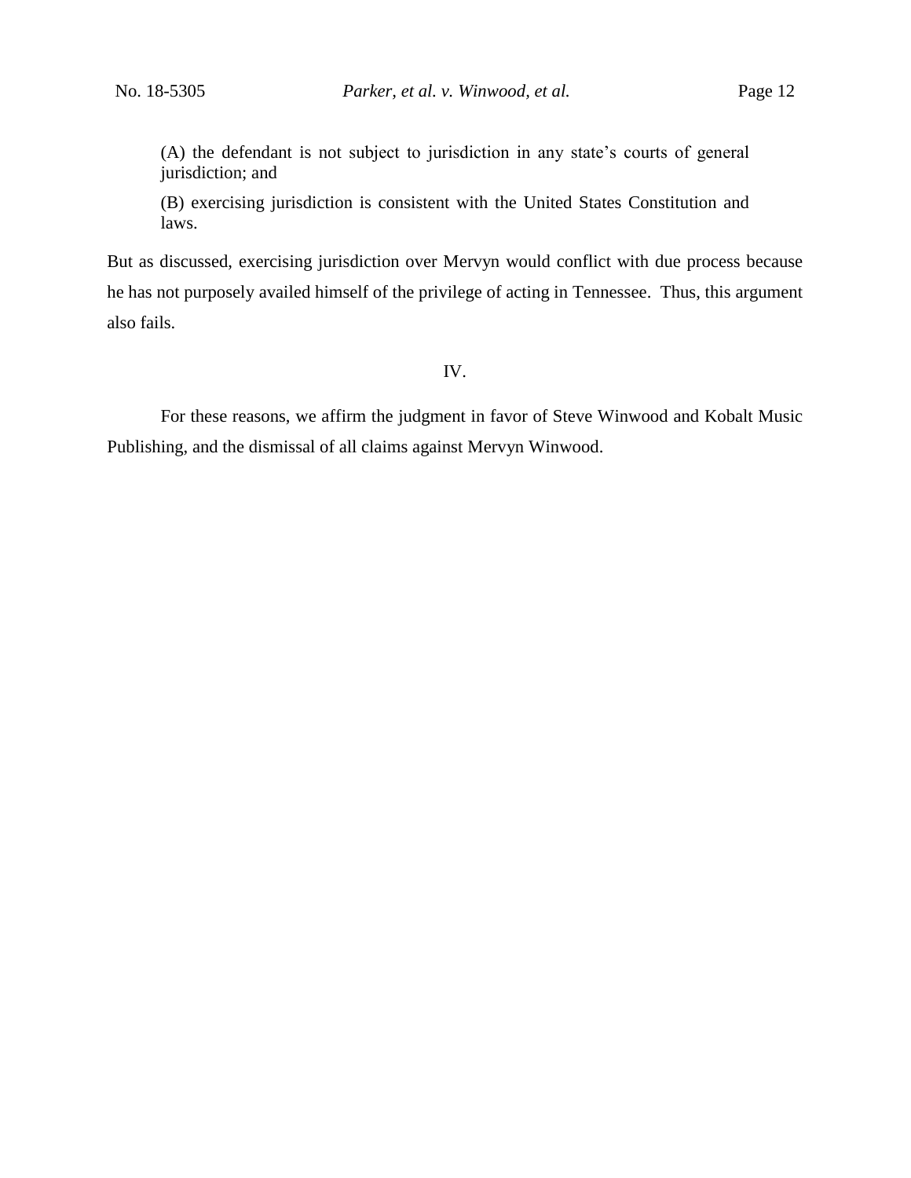> (A) the defendant is not subject to jurisdiction in any state's courts of general jurisdiction; and
>
> (B) exercising jurisdiction is consistent with the United States Constitution and laws.

But as discussed, exercising jurisdiction over Mervyn would conflict with due process because he has not purposely availed himself of the privilege of acting in Tennessee. Thus, this argument also fails.

## IV.

For these reasons, we affirm the judgment in favor of Steve Winwood and Kobalt Music Publishing, and the dismissal of all claims against Mervyn Winwood.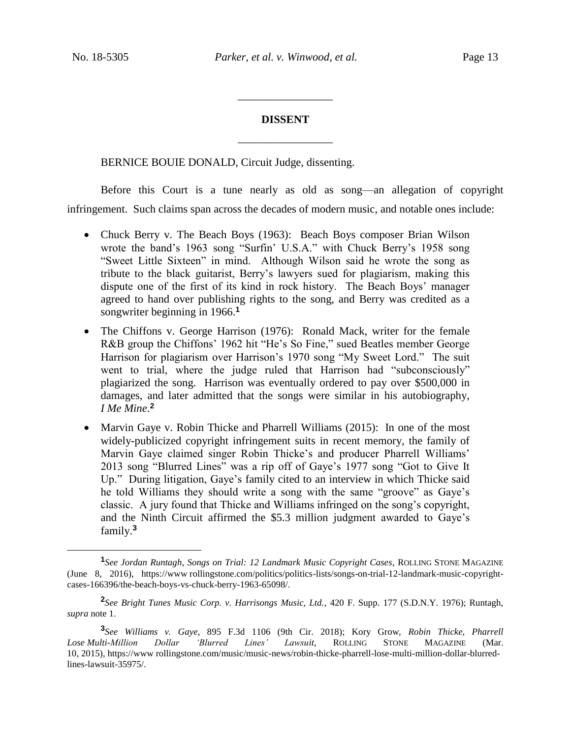## DISSENT

BERNICE BOUIE DONALD, Circuit Judge, dissenting.

Before this Court is a tune nearly as old as song—an allegation of copyright infringement. Such claims span across the decades of modern music, and notable ones include:

- Chuck Berry v. The Beach Boys (1963): Beach Boys composer Brian Wilson wrote the band's 1963 song "Surfin' U.S.A." with Chuck Berry's 1958 song "Sweet Little Sixteen" in mind. Although Wilson said he wrote the song as tribute to the black guitarist, Berry's lawyers sued for plagiarism, making this dispute one of the first of its kind in rock history. The Beach Boys' manager agreed to hand over publishing rights to the song, and Berry was credited as a songwriter beginning in 1966.[1]
- The Chiffons v. George Harrison (1976): Ronald Mack, writer for the female R&B group the Chiffons' 1962 hit "He's So Fine," sued Beatles member George Harrison for plagiarism over Harrison's 1970 song "My Sweet Lord." The suit went to trial, where the judge ruled that Harrison had "subconsciously" plagiarized the song. Harrison was eventually ordered to pay over $500,000 in damages, and later admitted that the songs were similar in his autobiography, *I Me Mine*.[2]
- Marvin Gaye v. Robin Thicke and Pharrell Williams (2015): In one of the most widely-publicized copyright infringement suits in recent memory, the family of Marvin Gaye claimed singer Robin Thicke's and producer Pharrell Williams' 2013 song "Blurred Lines" was a rip off of Gaye's 1977 song "Got to Give It Up." During litigation, Gaye's family cited to an interview in which Thicke said he told Williams they should write a song with the same "groove" as Gaye's classic. A jury found that Thicke and Williams infringed on the song's copyright, and the Ninth Circuit affirmed the $5.3 million judgment awarded to Gaye's family.[3]

---

[1] *See Jordan Runtagh, Songs on Trial: 12 Landmark Music Copyright Cases*, ROLLING STONE MAGAZINE (June 8, 2016), https://www rollingstone.com/politics/politics-lists/songs-on-trial-12-landmark-music-copyright-cases-166396/the-beach-boys-vs-chuck-berry-1963-65098/.

[2] *See Bright Tunes Music Corp. v. Harrisongs Music, Ltd.*, 420 F. Supp. 177 (S.D.N.Y. 1976); Runtagh, *supra* note 1.

[3] *See Williams v. Gaye*, 895 F.3d 1106 (9th Cir. 2018); Kory Grow, *Robin Thicke, Pharrell Lose Multi-Million Dollar 'Blurred Lines' Lawsuit*, ROLLING STONE MAGAZINE (Mar. 10, 2015), https://www rollingstone.com/music/music-news/robin-thicke-pharrell-lose-multi-million-dollar-blurred-lines-lawsuit-35975/.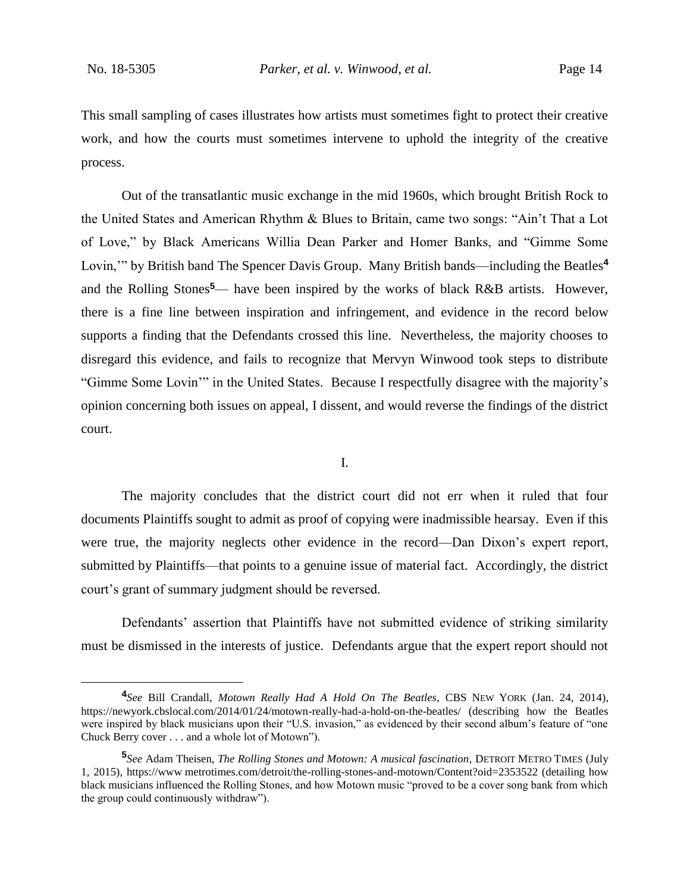This small sampling of cases illustrates how artists must sometimes fight to protect their creative work, and how the courts must sometimes intervene to uphold the integrity of the creative process.

Out of the transatlantic music exchange in the mid 1960s, which brought British Rock to the United States and American Rhythm & Blues to Britain, came two songs: "Ain't That a Lot of Love," by Black Americans Willia Dean Parker and Homer Banks, and "Gimme Some Lovin,'" by British band The Spencer Davis Group. Many British bands—including the Beatles[4] and the Rolling Stones[5]— have been inspired by the works of black R&B artists. However, there is a fine line between inspiration and infringement, and evidence in the record below supports a finding that the Defendants crossed this line. Nevertheless, the majority chooses to disregard this evidence, and fails to recognize that Mervyn Winwood took steps to distribute "Gimme Some Lovin'" in the United States. Because I respectfully disagree with the majority's opinion concerning both issues on appeal, I dissent, and would reverse the findings of the district court.

## I.

The majority concludes that the district court did not err when it ruled that four documents Plaintiffs sought to admit as proof of copying were inadmissible hearsay. Even if this were true, the majority neglects other evidence in the record—Dan Dixon's expert report, submitted by Plaintiffs—that points to a genuine issue of material fact. Accordingly, the district court's grant of summary judgment should be reversed.

Defendants' assertion that Plaintiffs have not submitted evidence of striking similarity must be dismissed in the interests of justice. Defendants argue that the expert report should not

---

[4] *See* Bill Crandall, *Motown Really Had A Hold On The Beatles*, CBS NEW YORK (Jan. 24, 2014), https://newyork.cbslocal.com/2014/01/24/motown-really-had-a-hold-on-the-beatles/ (describing how the Beatles were inspired by black musicians upon their "U.S. invasion," as evidenced by their second album's feature of "one Chuck Berry cover . . . and a whole lot of Motown").

[5] *See* Adam Theisen, *The Rolling Stones and Motown: A musical fascination*, DETROIT METRO TIMES (July 1, 2015), https://www metrotimes.com/detroit/the-rolling-stones-and-motown/Content?oid=2353522 (detailing how black musicians influenced the Rolling Stones, and how Motown music "proved to be a cover song bank from which the group could continuously withdraw").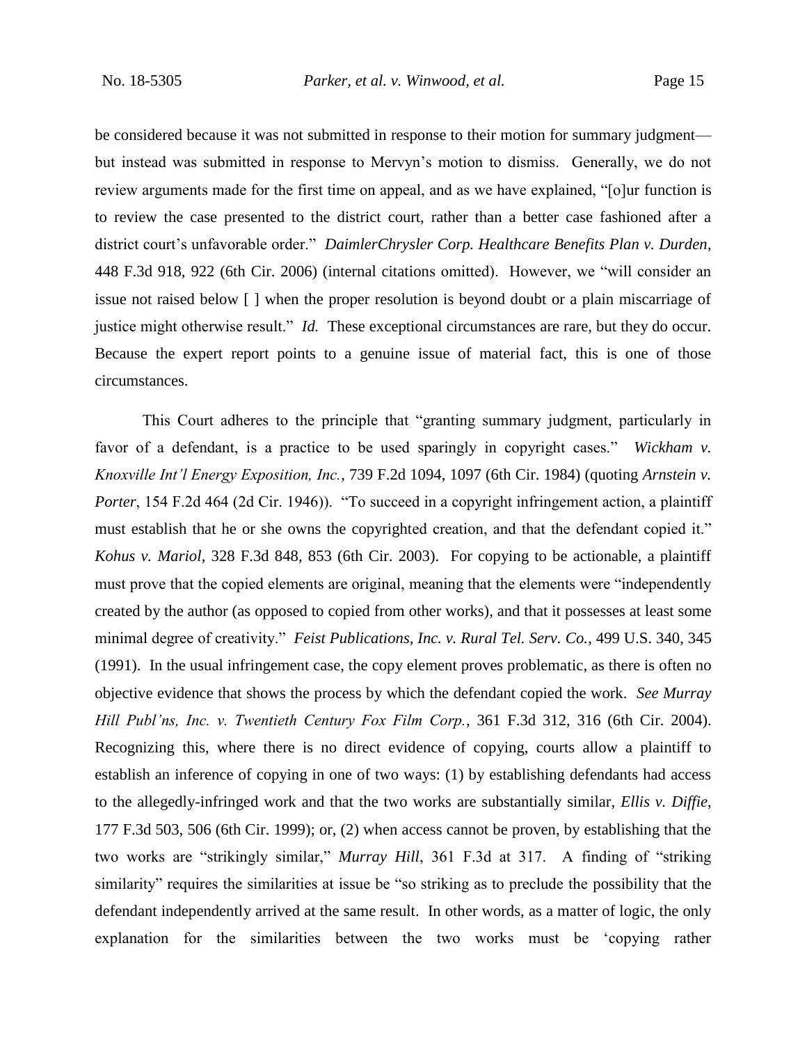be considered because it was not submitted in response to their motion for summary judgment—but instead was submitted in response to Mervyn's motion to dismiss. Generally, we do not review arguments made for the first time on appeal, and as we have explained, "[o]ur function is to review the case presented to the district court, rather than a better case fashioned after a district court's unfavorable order." *DaimlerChrysler Corp. Healthcare Benefits Plan v. Durden*, 448 F.3d 918, 922 (6th Cir. 2006) (internal citations omitted). However, we "will consider an issue not raised below [ ] when the proper resolution is beyond doubt or a plain miscarriage of justice might otherwise result." *Id.* These exceptional circumstances are rare, but they do occur. Because the expert report points to a genuine issue of material fact, this is one of those circumstances.

This Court adheres to the principle that "granting summary judgment, particularly in favor of a defendant, is a practice to be used sparingly in copyright cases." *Wickham v. Knoxville Int'l Energy Exposition, Inc.*, 739 F.2d 1094, 1097 (6th Cir. 1984) (quoting *Arnstein v. Porter*, 154 F.2d 464 (2d Cir. 1946)). "To succeed in a copyright infringement action, a plaintiff must establish that he or she owns the copyrighted creation, and that the defendant copied it." *Kohus v. Mariol*, 328 F.3d 848, 853 (6th Cir. 2003). For copying to be actionable, a plaintiff must prove that the copied elements are original, meaning that the elements were "independently created by the author (as opposed to copied from other works), and that it possesses at least some minimal degree of creativity." *Feist Publications, Inc. v. Rural Tel. Serv. Co.*, 499 U.S. 340, 345 (1991). In the usual infringement case, the copy element proves problematic, as there is often no objective evidence that shows the process by which the defendant copied the work. *See Murray Hill Publ'ns, Inc. v. Twentieth Century Fox Film Corp.*, 361 F.3d 312, 316 (6th Cir. 2004). Recognizing this, where there is no direct evidence of copying, courts allow a plaintiff to establish an inference of copying in one of two ways: (1) by establishing defendants had access to the allegedly-infringed work and that the two works are substantially similar, *Ellis v. Diffie*, 177 F.3d 503, 506 (6th Cir. 1999); or, (2) when access cannot be proven, by establishing that the two works are "strikingly similar," *Murray Hill*, 361 F.3d at 317. A finding of "striking similarity" requires the similarities at issue be "so striking as to preclude the possibility that the defendant independently arrived at the same result. In other words, as a matter of logic, the only explanation for the similarities between the two works must be 'copying rather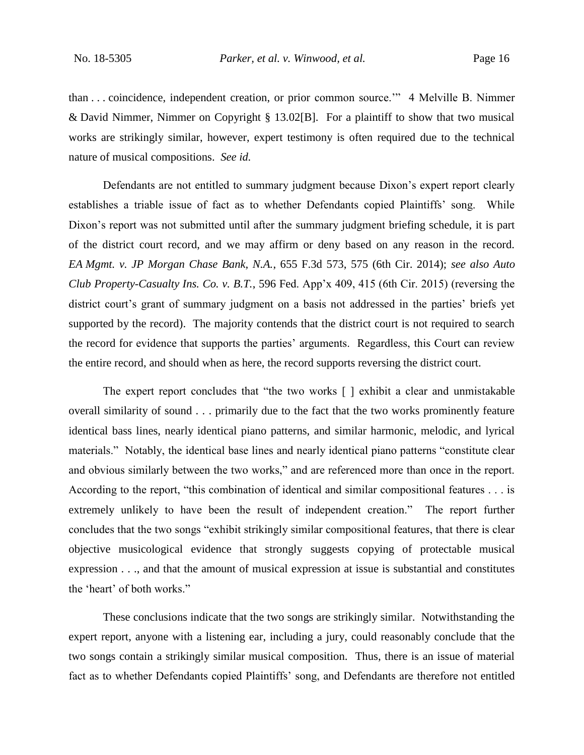than . . . coincidence, independent creation, or prior common source.'" 4 Melville B. Nimmer & David Nimmer, Nimmer on Copyright § 13.02[B]. For a plaintiff to show that two musical works are strikingly similar, however, expert testimony is often required due to the technical nature of musical compositions. *See id.*

Defendants are not entitled to summary judgment because Dixon's expert report clearly establishes a triable issue of fact as to whether Defendants copied Plaintiffs' song. While Dixon's report was not submitted until after the summary judgment briefing schedule, it is part of the district court record, and we may affirm or deny based on any reason in the record. *EA Mgmt. v. JP Morgan Chase Bank, N.A.*, 655 F.3d 573, 575 (6th Cir. 2014); *see also Auto Club Property-Casualty Ins. Co. v. B.T.*, 596 Fed. App'x 409, 415 (6th Cir. 2015) (reversing the district court's grant of summary judgment on a basis not addressed in the parties' briefs yet supported by the record). The majority contends that the district court is not required to search the record for evidence that supports the parties' arguments. Regardless, this Court can review the entire record, and should when as here, the record supports reversing the district court.

The expert report concludes that "the two works [ ] exhibit a clear and unmistakable overall similarity of sound . . . primarily due to the fact that the two works prominently feature identical bass lines, nearly identical piano patterns, and similar harmonic, melodic, and lyrical materials." Notably, the identical base lines and nearly identical piano patterns "constitute clear and obvious similarly between the two works," and are referenced more than once in the report. According to the report, "this combination of identical and similar compositional features . . . is extremely unlikely to have been the result of independent creation." The report further concludes that the two songs "exhibit strikingly similar compositional features, that there is clear objective musicological evidence that strongly suggests copying of protectable musical expression . . ., and that the amount of musical expression at issue is substantial and constitutes the 'heart' of both works."

These conclusions indicate that the two songs are strikingly similar. Notwithstanding the expert report, anyone with a listening ear, including a jury, could reasonably conclude that the two songs contain a strikingly similar musical composition. Thus, there is an issue of material fact as to whether Defendants copied Plaintiffs' song, and Defendants are therefore not entitled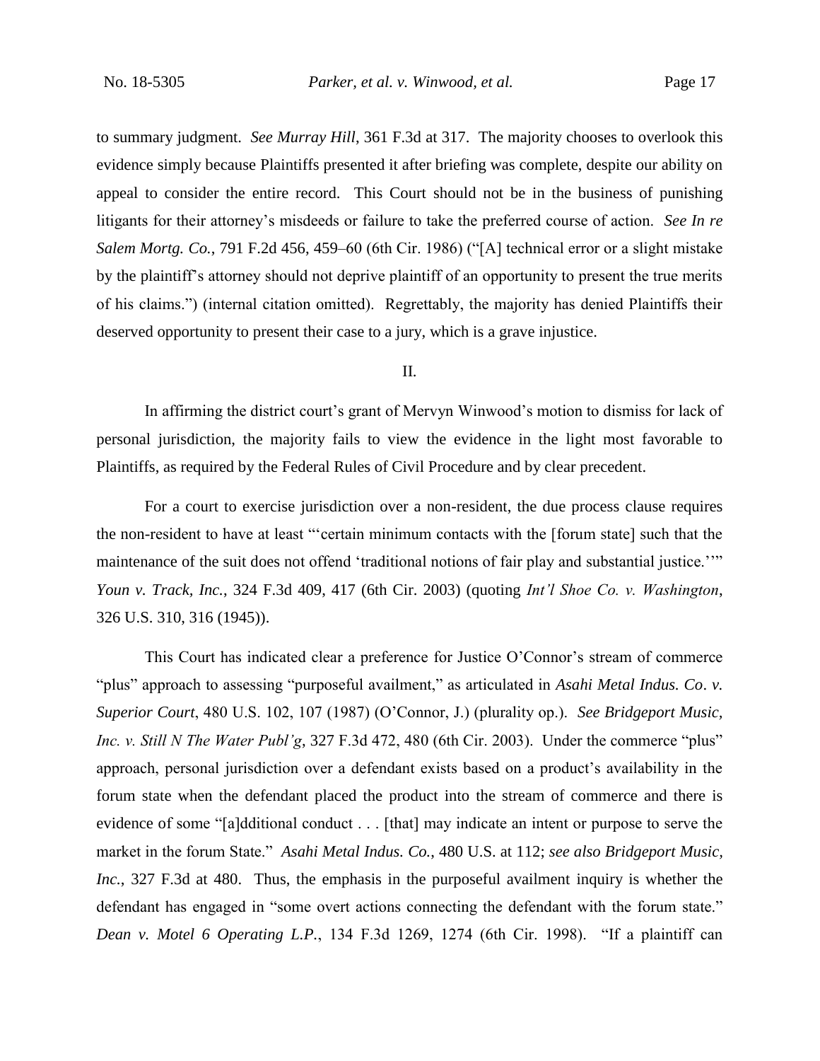to summary judgment. *See Murray Hill*, 361 F.3d at 317. The majority chooses to overlook this evidence simply because Plaintiffs presented it after briefing was complete, despite our ability on appeal to consider the entire record. This Court should not be in the business of punishing litigants for their attorney's misdeeds or failure to take the preferred course of action. *See In re Salem Mortg. Co.*, 791 F.2d 456, 459–60 (6th Cir. 1986) ("[A] technical error or a slight mistake by the plaintiff's attorney should not deprive plaintiff of an opportunity to present the true merits of his claims.") (internal citation omitted). Regrettably, the majority has denied Plaintiffs their deserved opportunity to present their case to a jury, which is a grave injustice.

II.

In affirming the district court's grant of Mervyn Winwood's motion to dismiss for lack of personal jurisdiction, the majority fails to view the evidence in the light most favorable to Plaintiffs, as required by the Federal Rules of Civil Procedure and by clear precedent.

For a court to exercise jurisdiction over a non-resident, the due process clause requires the non-resident to have at least "'certain minimum contacts with the [forum state] such that the maintenance of the suit does not offend 'traditional notions of fair play and substantial justice.''" *Youn v. Track, Inc.*, 324 F.3d 409, 417 (6th Cir. 2003) (quoting *Int'l Shoe Co. v. Washington*, 326 U.S. 310, 316 (1945)).

This Court has indicated clear a preference for Justice O'Connor's stream of commerce "plus" approach to assessing "purposeful availment," as articulated in *Asahi Metal Indus. Co. v. Superior Court*, 480 U.S. 102, 107 (1987) (O'Connor, J.) (plurality op.). *See Bridgeport Music, Inc. v. Still N The Water Publ'g*, 327 F.3d 472, 480 (6th Cir. 2003). Under the commerce "plus" approach, personal jurisdiction over a defendant exists based on a product's availability in the forum state when the defendant placed the product into the stream of commerce and there is evidence of some "[a]dditional conduct . . . [that] may indicate an intent or purpose to serve the market in the forum State." *Asahi Metal Indus. Co.*, 480 U.S. at 112; *see also Bridgeport Music, Inc.*, 327 F.3d at 480. Thus, the emphasis in the purposeful availment inquiry is whether the defendant has engaged in "some overt actions connecting the defendant with the forum state." *Dean v. Motel 6 Operating L.P.*, 134 F.3d 1269, 1274 (6th Cir. 1998). "If a plaintiff can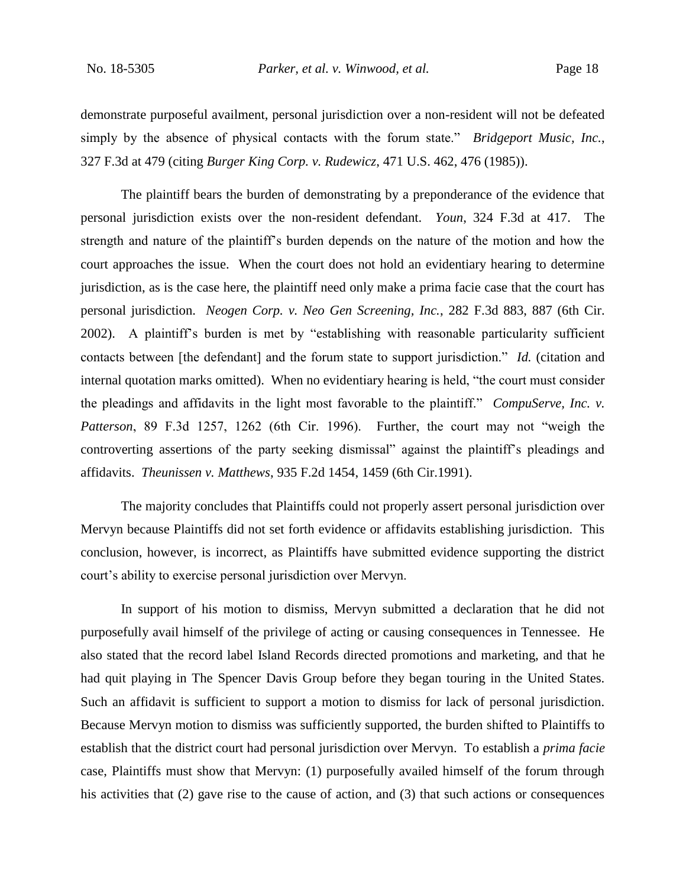demonstrate purposeful availment, personal jurisdiction over a non-resident will not be defeated simply by the absence of physical contacts with the forum state." *Bridgeport Music, Inc.*, 327 F.3d at 479 (citing *Burger King Corp. v. Rudewicz,* 471 U.S. 462, 476 (1985)).

The plaintiff bears the burden of demonstrating by a preponderance of the evidence that personal jurisdiction exists over the non-resident defendant. *Youn*, 324 F.3d at 417. The strength and nature of the plaintiff's burden depends on the nature of the motion and how the court approaches the issue. When the court does not hold an evidentiary hearing to determine jurisdiction, as is the case here, the plaintiff need only make a prima facie case that the court has personal jurisdiction. *Neogen Corp. v. Neo Gen Screening, Inc.*, 282 F.3d 883, 887 (6th Cir. 2002). A plaintiff's burden is met by "establishing with reasonable particularity sufficient contacts between [the defendant] and the forum state to support jurisdiction." *Id.* (citation and internal quotation marks omitted). When no evidentiary hearing is held, "the court must consider the pleadings and affidavits in the light most favorable to the plaintiff." *CompuServe, Inc. v. Patterson*, 89 F.3d 1257, 1262 (6th Cir. 1996). Further, the court may not "weigh the controverting assertions of the party seeking dismissal" against the plaintiff's pleadings and affidavits. *Theunissen v. Matthews*, 935 F.2d 1454, 1459 (6th Cir.1991).

The majority concludes that Plaintiffs could not properly assert personal jurisdiction over Mervyn because Plaintiffs did not set forth evidence or affidavits establishing jurisdiction. This conclusion, however, is incorrect, as Plaintiffs have submitted evidence supporting the district court's ability to exercise personal jurisdiction over Mervyn.

In support of his motion to dismiss, Mervyn submitted a declaration that he did not purposefully avail himself of the privilege of acting or causing consequences in Tennessee. He also stated that the record label Island Records directed promotions and marketing, and that he had quit playing in The Spencer Davis Group before they began touring in the United States. Such an affidavit is sufficient to support a motion to dismiss for lack of personal jurisdiction. Because Mervyn motion to dismiss was sufficiently supported, the burden shifted to Plaintiffs to establish that the district court had personal jurisdiction over Mervyn. To establish a *prima facie* case, Plaintiffs must show that Mervyn: (1) purposefully availed himself of the forum through his activities that (2) gave rise to the cause of action, and (3) that such actions or consequences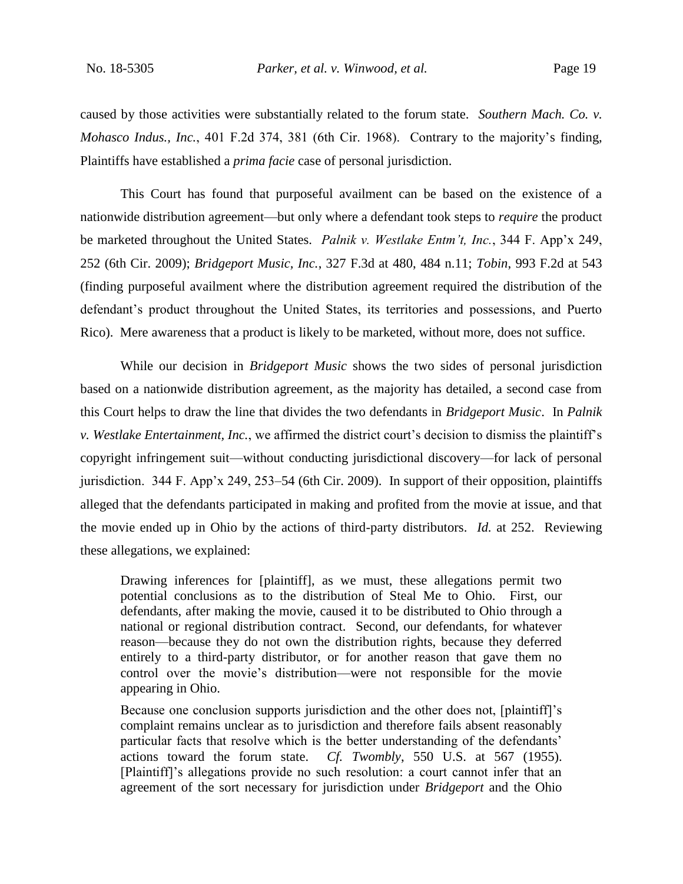caused by those activities were substantially related to the forum state. *Southern Mach. Co. v. Mohasco Indus., Inc.*, 401 F.2d 374, 381 (6th Cir. 1968). Contrary to the majority's finding, Plaintiffs have established a *prima facie* case of personal jurisdiction.

This Court has found that purposeful availment can be based on the existence of a nationwide distribution agreement—but only where a defendant took steps to *require* the product be marketed throughout the United States. *Palnik v. Westlake Entm't, Inc.*, 344 F. App'x 249, 252 (6th Cir. 2009); *Bridgeport Music, Inc.*, 327 F.3d at 480, 484 n.11; *Tobin*, 993 F.2d at 543 (finding purposeful availment where the distribution agreement required the distribution of the defendant's product throughout the United States, its territories and possessions, and Puerto Rico). Mere awareness that a product is likely to be marketed, without more, does not suffice.

While our decision in *Bridgeport Music* shows the two sides of personal jurisdiction based on a nationwide distribution agreement, as the majority has detailed, a second case from this Court helps to draw the line that divides the two defendants in *Bridgeport Music*. In *Palnik v. Westlake Entertainment, Inc.*, we affirmed the district court's decision to dismiss the plaintiff's copyright infringement suit—without conducting jurisdictional discovery—for lack of personal jurisdiction. 344 F. App'x 249, 253–54 (6th Cir. 2009). In support of their opposition, plaintiffs alleged that the defendants participated in making and profited from the movie at issue, and that the movie ended up in Ohio by the actions of third-party distributors. *Id.* at 252. Reviewing these allegations, we explained:

> Drawing inferences for [plaintiff], as we must, these allegations permit two potential conclusions as to the distribution of Steal Me to Ohio. First, our defendants, after making the movie, caused it to be distributed to Ohio through a national or regional distribution contract. Second, our defendants, for whatever reason—because they do not own the distribution rights, because they deferred entirely to a third-party distributor, or for another reason that gave them no control over the movie's distribution—were not responsible for the movie appearing in Ohio.
>
> Because one conclusion supports jurisdiction and the other does not, [plaintiff]'s complaint remains unclear as to jurisdiction and therefore fails absent reasonably particular facts that resolve which is the better understanding of the defendants' actions toward the forum state. *Cf. Twombly*, 550 U.S. at 567 (1955). [Plaintiff]'s allegations provide no such resolution: a court cannot infer that an agreement of the sort necessary for jurisdiction under *Bridgeport* and the Ohio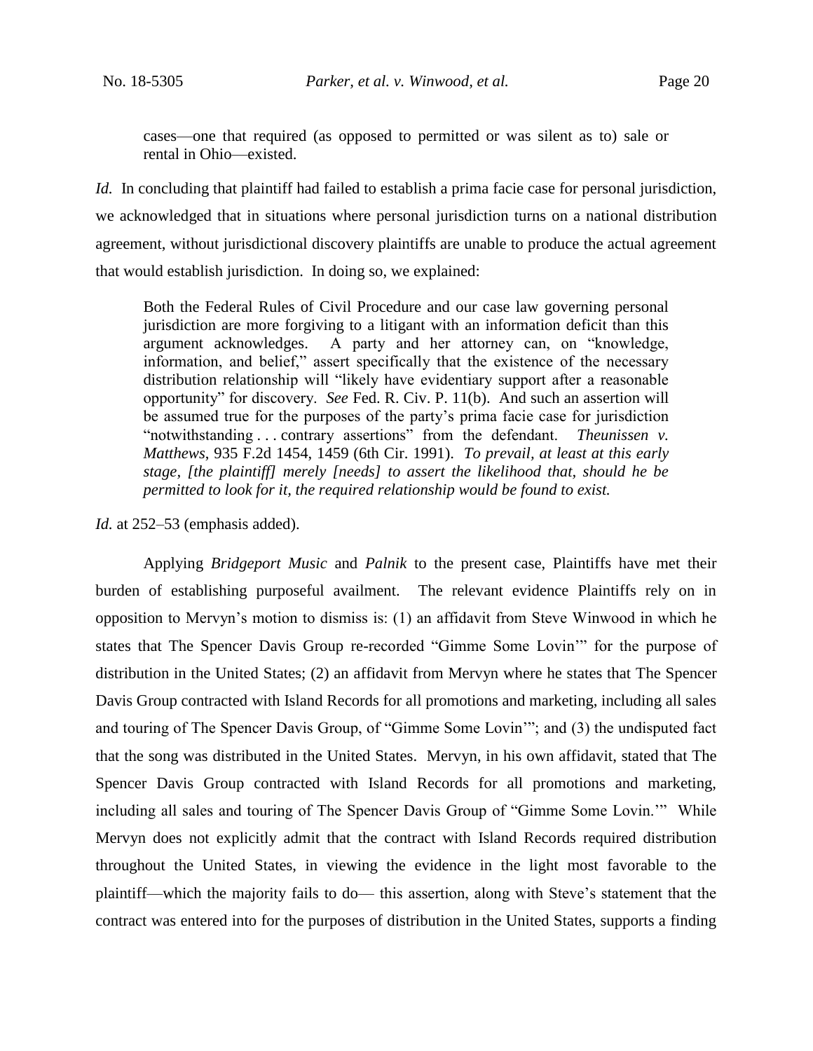cases—one that required (as opposed to permitted or was silent as to) sale or rental in Ohio—existed.

*Id.* In concluding that plaintiff had failed to establish a prima facie case for personal jurisdiction, we acknowledged that in situations where personal jurisdiction turns on a national distribution agreement, without jurisdictional discovery plaintiffs are unable to produce the actual agreement that would establish jurisdiction. In doing so, we explained:

> Both the Federal Rules of Civil Procedure and our case law governing personal jurisdiction are more forgiving to a litigant with an information deficit than this argument acknowledges. A party and her attorney can, on "knowledge, information, and belief," assert specifically that the existence of the necessary distribution relationship will "likely have evidentiary support after a reasonable opportunity" for discovery. *See* Fed. R. Civ. P. 11(b). And such an assertion will be assumed true for the purposes of the party's prima facie case for jurisdiction "notwithstanding . . . contrary assertions" from the defendant. *Theunissen v. Matthews*, 935 F.2d 1454, 1459 (6th Cir. 1991). *To prevail, at least at this early stage, [the plaintiff] merely [needs] to assert the likelihood that, should he be permitted to look for it, the required relationship would be found to exist.*

*Id.* at 252–53 (emphasis added).

Applying *Bridgeport Music* and *Palnik* to the present case, Plaintiffs have met their burden of establishing purposeful availment. The relevant evidence Plaintiffs rely on in opposition to Mervyn's motion to dismiss is: (1) an affidavit from Steve Winwood in which he states that The Spencer Davis Group re-recorded "Gimme Some Lovin'" for the purpose of distribution in the United States; (2) an affidavit from Mervyn where he states that The Spencer Davis Group contracted with Island Records for all promotions and marketing, including all sales and touring of The Spencer Davis Group, of "Gimme Some Lovin'"; and (3) the undisputed fact that the song was distributed in the United States. Mervyn, in his own affidavit, stated that The Spencer Davis Group contracted with Island Records for all promotions and marketing, including all sales and touring of The Spencer Davis Group of "Gimme Some Lovin.'" While Mervyn does not explicitly admit that the contract with Island Records required distribution throughout the United States, in viewing the evidence in the light most favorable to the plaintiff—which the majority fails to do— this assertion, along with Steve's statement that the contract was entered into for the purposes of distribution in the United States, supports a finding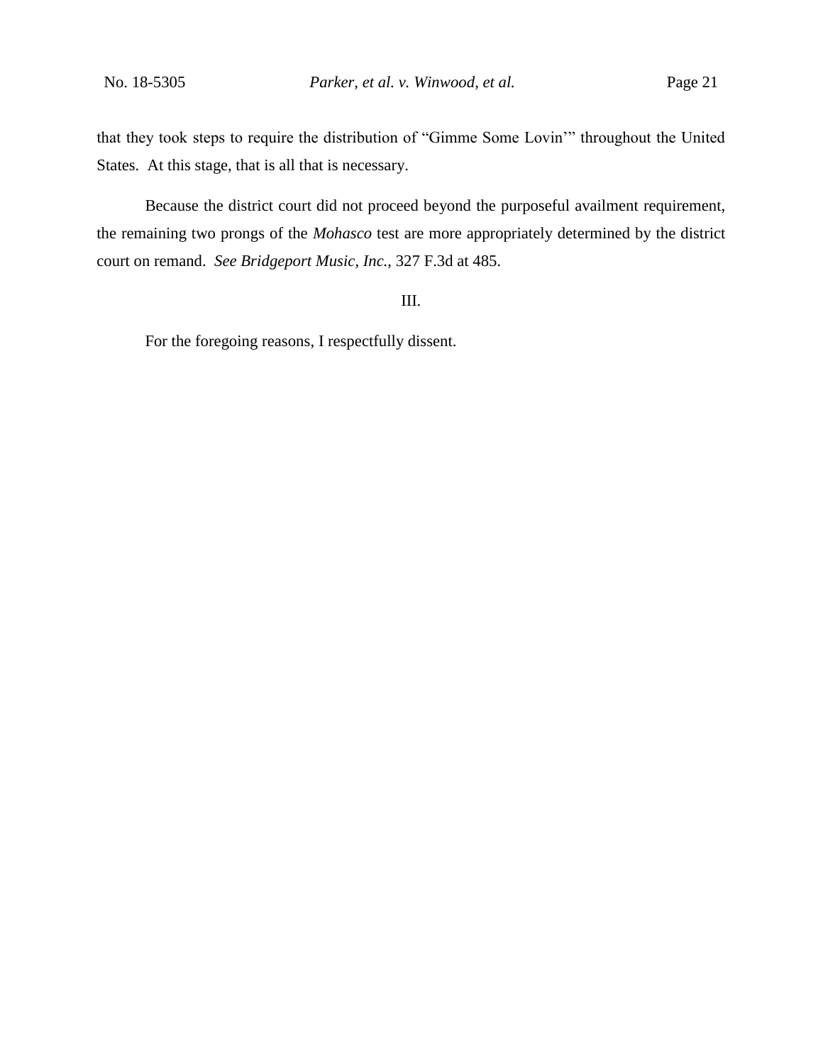that they took steps to require the distribution of "Gimme Some Lovin'" throughout the United States. At this stage, that is all that is necessary.

Because the district court did not proceed beyond the purposeful availment requirement, the remaining two prongs of the *Mohasco* test are more appropriately determined by the district court on remand. *See Bridgeport Music, Inc.*, 327 F.3d at 485.

III.

For the foregoing reasons, I respectfully dissent.